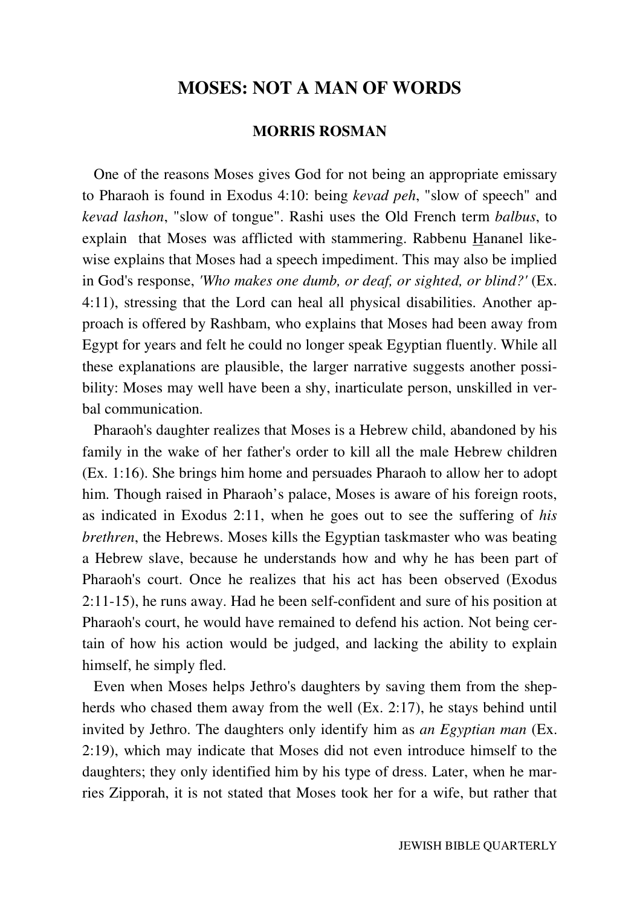# MOSES: NOT A MAN OF WORDS

## MORRIS ROSMAN

One of the reasons Moses gives God for not being an appropriate emissary to Pharaoh is found in Exodus 4:10: being *kevad peh*, "slow of speech" and *kevad lashon*, "slow of tongue". Rashi uses the Old French term *balbus*, to explain that Moses was afflicted with stammering. Rabbenu Hananel likewise explains that Moses had a speech impediment. This may also be implied in God's response, *'Who makes one dumb, or deaf, or sighted, or blind?'* (Ex. 4:11), stressing that the Lord can heal all physical disabilities. Another approach is offered by Rashbam, who explains that Moses had been away from Egypt for years and felt he could no longer speak Egyptian fluently. While all these explanations are plausible, the larger narrative suggests another possibility: Moses may well have been a shy, inarticulate person, unskilled in verbal communication.

Pharaoh's daughter realizes that Moses is a Hebrew child, abandoned by his family in the wake of her father's order to kill all the male Hebrew children (Ex. 1:16). She brings him home and persuades Pharaoh to allow her to adopt him. Though raised in Pharaoh's palace, Moses is aware of his foreign roots, as indicated in Exodus 2:11, when he goes out to see the suffering of *his brethren*, the Hebrews. Moses kills the Egyptian taskmaster who was beating a Hebrew slave, because he understands how and why he has been part of Pharaoh's court. Once he realizes that his act has been observed (Exodus 2:11-15), he runs away. Had he been self-confident and sure of his position at Pharaoh's court, he would have remained to defend his action. Not being certain of how his action would be judged, and lacking the ability to explain himself, he simply fled.

Even when Moses helps Jethro's daughters by saving them from the shepherds who chased them away from the well (Ex. 2:17), he stays behind until invited by Jethro. The daughters only identify him as *an Egyptian man* (Ex. 2:19), which may indicate that Moses did not even introduce himself to the daughters; they only identified him by his type of dress. Later, when he marries Zipporah, it is not stated that Moses took her for a wife, but rather that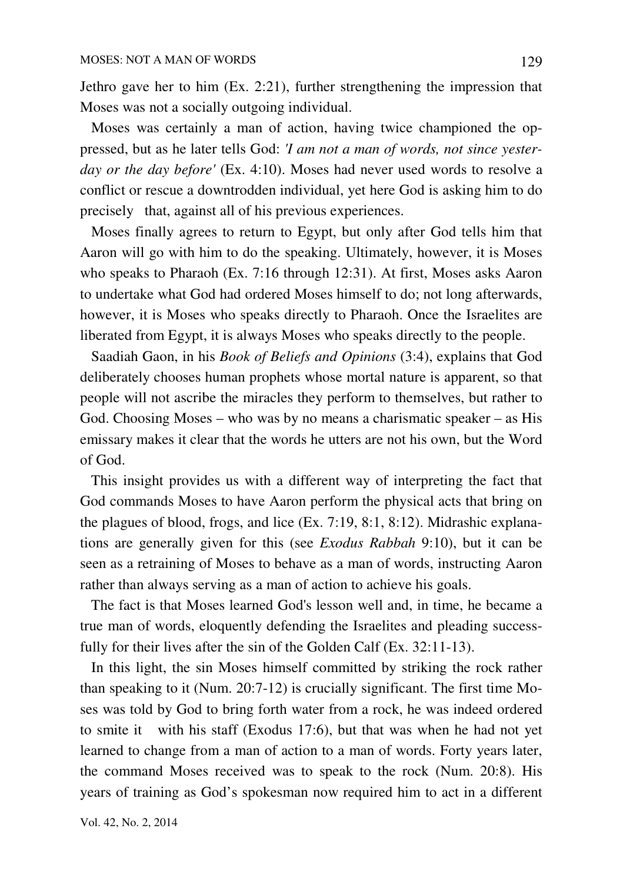Jethro gave her to him (Ex. 2:21), further strengthening the impression that Moses was not a socially outgoing individual.

Moses was certainly a man of action, having twice championed the oppressed, but as he later tells God: *'I am not a man of words, not since yesterday or the day before'* (Ex. 4:10). Moses had never used words to resolve a conflict or rescue a downtrodden individual, yet here God is asking him to do precisely that, against all of his previous experiences.

Moses finally agrees to return to Egypt, but only after God tells him that Aaron will go with him to do the speaking. Ultimately, however, it is Moses who speaks to Pharaoh (Ex. 7:16 through 12:31). At first, Moses asks Aaron to undertake what God had ordered Moses himself to do; not long afterwards, however, it is Moses who speaks directly to Pharaoh. Once the Israelites are liberated from Egypt, it is always Moses who speaks directly to the people.

Saadiah Gaon, in his *Book of Beliefs and Opinions* (3:4), explains that God deliberately chooses human prophets whose mortal nature is apparent, so that people will not ascribe the miracles they perform to themselves, but rather to God. Choosing Moses – who was by no means a charismatic speaker – as His emissary makes it clear that the words he utters are not his own, but the Word of God.

This insight provides us with a different way of interpreting the fact that God commands Moses to have Aaron perform the physical acts that bring on the plagues of blood, frogs, and lice (Ex. 7:19, 8:1, 8:12). Midrashic explanations are generally given for this (see *Exodus Rabbah* 9:10), but it can be seen as a retraining of Moses to behave as a man of words, instructing Aaron rather than always serving as a man of action to achieve his goals.

The fact is that Moses learned God's lesson well and, in time, he became a true man of words, eloquently defending the Israelites and pleading successfully for their lives after the sin of the Golden Calf (Ex. 32:11-13).

In this light, the sin Moses himself committed by striking the rock rather than speaking to it (Num. 20:7-12) is crucially significant. The first time Moses was told by God to bring forth water from a rock, he was indeed ordered to smite it with his staff (Exodus 17:6), but that was when he had not yet learned to change from a man of action to a man of words. Forty years later, the command Moses received was to speak to the rock (Num. 20:8). His years of training as God's spokesman now required him to act in a different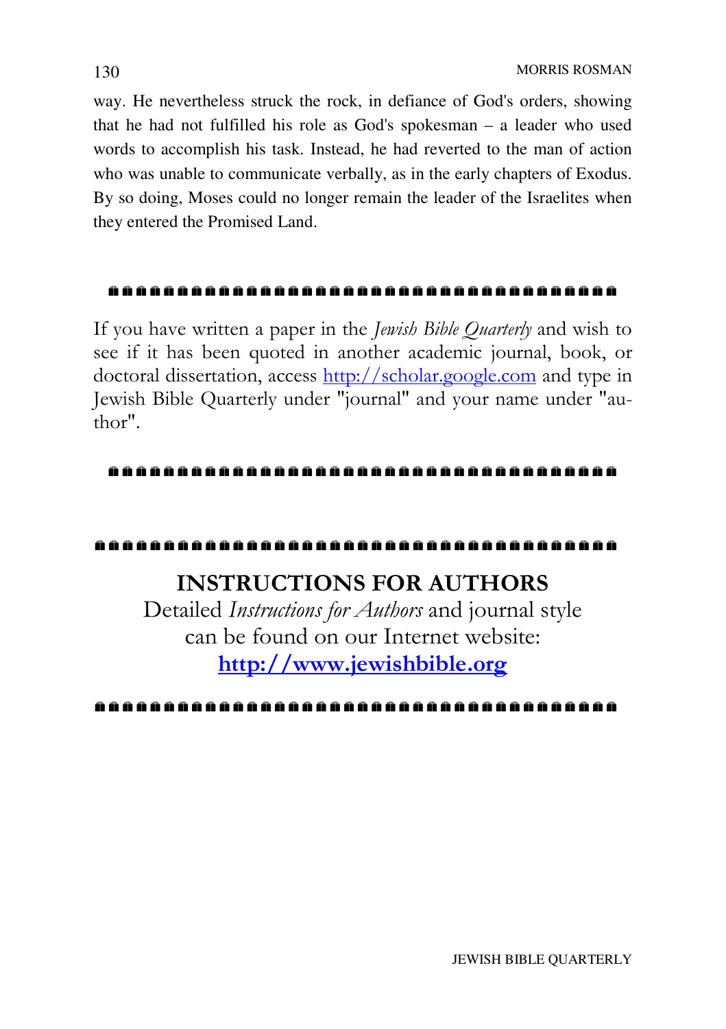way. He nevertheless struck the rock, in defiance of God's orders, showing that he had not fulfilled his role as God's spokesman – a leader who used words to accomplish his task. Instead, he had reverted to the man of action who was unable to communicate verbally, as in the early chapters of Exodus. By so doing, Moses could no longer remain the leader of the Israelites when they entered the Promised Land.

---

If you have written a paper in the *Jewish Bible Quarterly* and wish to see if it has been quoted in another academic journal, book, or doctoral dissertation, access http://scholar.google.com and type in Jewish Bible Quarterly under "journal" and your name under "author".

---

---

## INSTRUCTIONS FOR AUTHORS

Detailed *Instructions for Authors* and journal style can be found on our Internet website: **http://www.jewishbible.org**

---